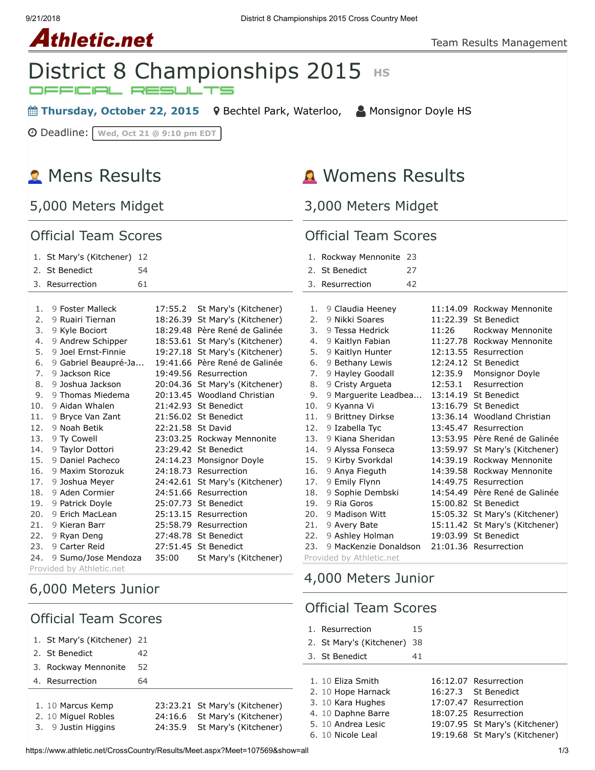Athletic.net

Team Results Management

# District 8 Championships 2015 HS

OFFICIAL RESULTS

**Thursday, October 22, 2015** Bechtel Park, Waterloo, Monsignor Doyle HS

Deadline: Wed, Oct 21 @ 9:10 pm EDT

## Mens Results

### 5,000 Meters Midget

#### Official Team Scores

| | Team | Score |
|---|---|---|
| 1. | St Mary's (Kitchener) | 12 |
| 2. | St Benedict | 54 |
| 3. | Resurrection | 61 |

| Place | Grade | Name | Time | School |
|---|---|---|---|---|
| 1. | 9 | Foster Malleck | 17:55.2 | St Mary's (Kitchener) |
| 2. | 9 | Ruairi Tiernan | 18:26.39 | St Mary's (Kitchener) |
| 3. | 9 | Kyle Bociort | 18:29.48 | Père René de Galinée |
| 4. | 9 | Andrew Schipper | 18:53.61 | St Mary's (Kitchener) |
| 5. | 9 | Joel Ernst-Finnie | 19:27.18 | St Mary's (Kitchener) |
| 6. | 9 | Gabriel Beaupré-Ja... | 19:41.66 | Père René de Galinée |
| 7. | 9 | Jackson Rice | 19:49.56 | Resurrection |
| 8. | 9 | Joshua Jackson | 20:04.36 | St Mary's (Kitchener) |
| 9. | 9 | Thomas Miedema | 20:13.45 | Woodland Christian |
| 10. | 9 | Aidan Whalen | 21:42.93 | St Benedict |
| 11. | 9 | Bryce Van Zant | 21:56.02 | St Benedict |
| 12. | 9 | Noah Betik | 22:21.58 | St David |
| 13. | 9 | Ty Cowell | 23:03.25 | Rockway Mennonite |
| 14. | 9 | Taylor Dottori | 23:29.42 | St Benedict |
| 15. | 9 | Daniel Pacheco | 24:14.23 | Monsignor Doyle |
| 16. | 9 | Maxim Storozuk | 24:18.73 | Resurrection |
| 17. | 9 | Joshua Meyer | 24:42.61 | St Mary's (Kitchener) |
| 18. | 9 | Aden Cormier | 24:51.66 | Resurrection |
| 19. | 9 | Patrick Doyle | 25:07.73 | St Benedict |
| 20. | 9 | Erich MacLean | 25:13.15 | Resurrection |
| 21. | 9 | Kieran Barr | 25:58.79 | Resurrection |
| 22. | 9 | Ryan Deng | 27:48.78 | St Benedict |
| 23. | 9 | Carter Reid | 27:51.45 | St Benedict |
| 24. | 9 | Sumo/Jose Mendoza | 35:00 | St Mary's (Kitchener) |

Provided by Athletic.net

### 6,000 Meters Junior

#### Official Team Scores

| | Team | Score |
|---|---|---|
| 1. | St Mary's (Kitchener) | 21 |
| 2. | St Benedict | 42 |
| 3. | Rockway Mennonite | 52 |
| 4. | Resurrection | 64 |

| Place | Grade | Name | Time | School |
|---|---|---|---|---|
| 1. | 10 | Marcus Kemp | 23:23.21 | St Mary's (Kitchener) |
| 2. | 10 | Miguel Robles | 24:16.6 | St Mary's (Kitchener) |
| 3. | 9 | Justin Higgins | 24:35.9 | St Mary's (Kitchener) |

## Womens Results

### 3,000 Meters Midget

#### Official Team Scores

| | Team | Score |
|---|---|---|
| 1. | Rockway Mennonite | 23 |
| 2. | St Benedict | 27 |
| 3. | Resurrection | 42 |

| Place | Grade | Name | Time | School |
|---|---|---|---|---|
| 1. | 9 | Claudia Heeney | 11:14.09 | Rockway Mennonite |
| 2. | 9 | Nikki Soares | 11:22.39 | St Benedict |
| 3. | 9 | Tessa Hedrick | 11:26 | Rockway Mennonite |
| 4. | 9 | Kaitlyn Fabian | 11:27.78 | Rockway Mennonite |
| 5. | 9 | Kaitlyn Hunter | 12:13.55 | Resurrection |
| 6. | 9 | Bethany Lewis | 12:24.12 | St Benedict |
| 7. | 9 | Hayley Goodall | 12:35.9 | Monsignor Doyle |
| 8. | 9 | Cristy Argueta | 12:53.1 | Resurrection |
| 9. | 9 | Marguerite Leadbea... | 13:14.19 | St Benedict |
| 10. | 9 | Kyanna Vi | 13:16.79 | St Benedict |
| 11. | 9 | Brittney Dirkse | 13:36.14 | Woodland Christian |
| 12. | 9 | Izabella Tyc | 13:45.47 | Resurrection |
| 13. | 9 | Kiana Sheridan | 13:53.95 | Père René de Galinée |
| 14. | 9 | Alyssa Fonseca | 13:59.97 | St Mary's (Kitchener) |
| 15. | 9 | Kirby Svorkdal | 14:39.19 | Rockway Mennonite |
| 16. | 9 | Anya Fieguth | 14:39.58 | Rockway Mennonite |
| 17. | 9 | Emily Flynn | 14:49.75 | Resurrection |
| 18. | 9 | Sophie Dembski | 14:54.49 | Père René de Galinée |
| 19. | 9 | Ria Goros | 15:00.82 | St Benedict |
| 20. | 9 | Madison Witt | 15:05.32 | St Mary's (Kitchener) |
| 21. | 9 | Avery Bate | 15:11.42 | St Mary's (Kitchener) |
| 22. | 9 | Ashley Holman | 19:03.99 | St Benedict |
| 23. | 9 | MacKenzie Donaldson | 21:01.36 | Resurrection |

Provided by Athletic.net

### 4,000 Meters Junior

#### Official Team Scores

| | Team | Score |
|---|---|---|
| 1. | Resurrection | 15 |
| 2. | St Mary's (Kitchener) | 38 |
| 3. | St Benedict | 41 |

| Place | Grade | Name | Time | School |
|---|---|---|---|---|
| 1. | 10 | Eliza Smith | 16:12.07 | Resurrection |
| 2. | 10 | Hope Harnack | 16:27.3 | St Benedict |
| 3. | 10 | Kara Hughes | 17:07.47 | Resurrection |
| 4. | 10 | Daphne Barre | 18:07.25 | Resurrection |
| 5. | 10 | Andrea Lesic | 19:07.95 | St Mary's (Kitchener) |
| 6. | 10 | Nicole Leal | 19:19.68 | St Mary's (Kitchener) |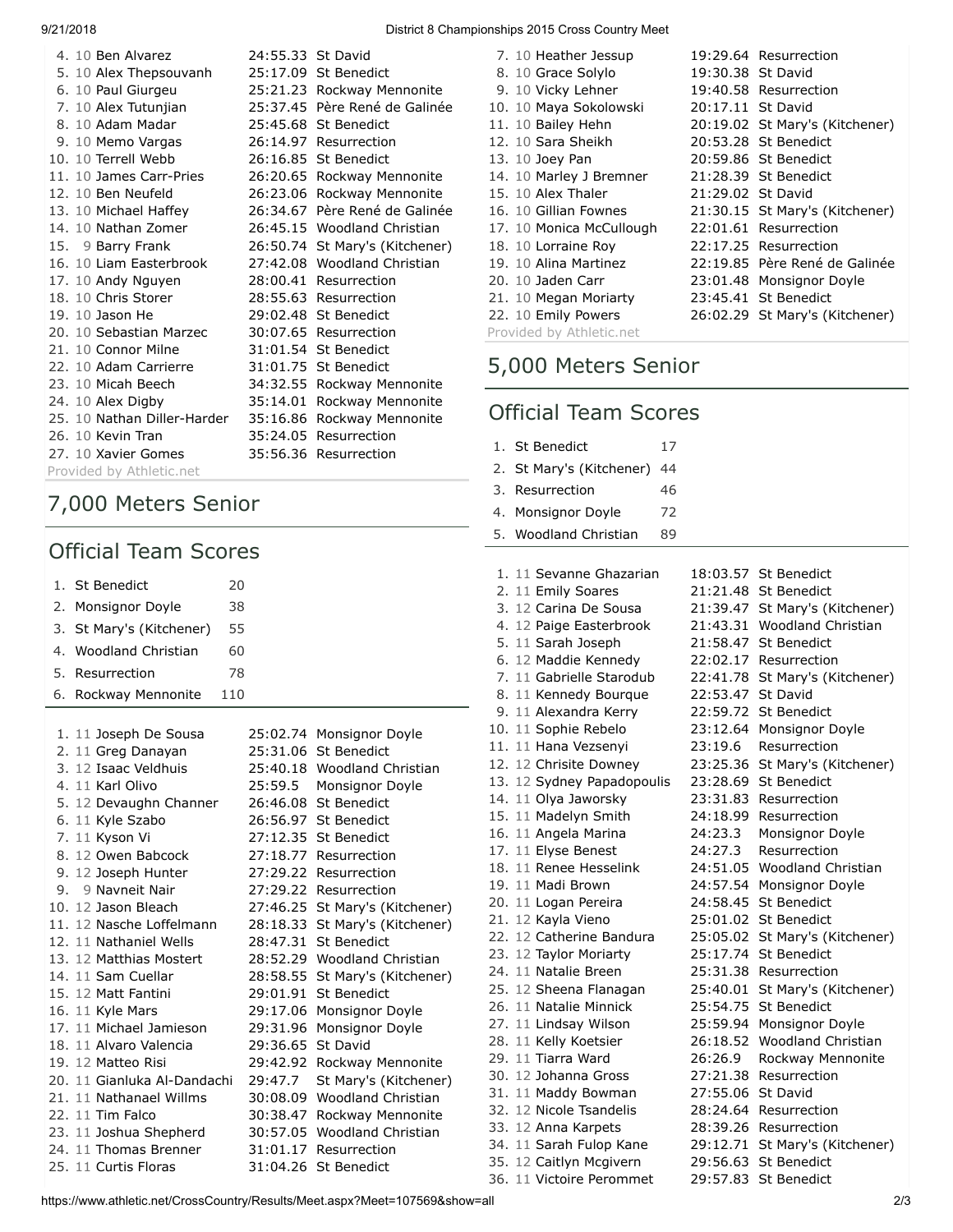| Place | Grade | Name | Time | School |
|---|---|---|---|---|
| 4. | 10 | Ben Alvarez | 24:55.33 | St David |
| 5. | 10 | Alex Thepsouvanh | 25:17.09 | St Benedict |
| 6. | 10 | Paul Giurgeu | 25:21.23 | Rockway Mennonite |
| 7. | 10 | Alex Tutunjian | 25:37.45 | Père René de Galinée |
| 8. | 10 | Adam Madar | 25:45.68 | St Benedict |
| 9. | 10 | Memo Vargas | 26:14.97 | Resurrection |
| 10. | 10 | Terrell Webb | 26:16.85 | St Benedict |
| 11. | 10 | James Carr-Pries | 26:20.65 | Rockway Mennonite |
| 12. | 10 | Ben Neufeld | 26:23.06 | Rockway Mennonite |
| 13. | 10 | Michael Haffey | 26:34.67 | Père René de Galinée |
| 14. | 10 | Nathan Zomer | 26:45.15 | Woodland Christian |
| 15. | 9 | Barry Frank | 26:50.74 | St Mary's (Kitchener) |
| 16. | 10 | Liam Easterbrook | 27:42.08 | Woodland Christian |
| 17. | 10 | Andy Nguyen | 28:00.41 | Resurrection |
| 18. | 10 | Chris Storer | 28:55.63 | Resurrection |
| 19. | 10 | Jason He | 29:02.48 | St Benedict |
| 20. | 10 | Sebastian Marzec | 30:07.65 | Resurrection |
| 21. | 10 | Connor Milne | 31:01.54 | St Benedict |
| 22. | 10 | Adam Carrierre | 31:01.75 | St Benedict |
| 23. | 10 | Micah Beech | 34:32.55 | Rockway Mennonite |
| 24. | 10 | Alex Digby | 35:14.01 | Rockway Mennonite |
| 25. | 10 | Nathan Diller-Harder | 35:16.86 | Rockway Mennonite |
| 26. | 10 | Kevin Tran | 35:24.05 | Resurrection |
| 27. | 10 | Xavier Gomes | 35:56.36 | Resurrection |

Provided by Athletic.net

## 7,000 Meters Senior

### Official Team Scores

| Place | School | Score |
|---|---|---|
| 1. | St Benedict | 20 |
| 2. | Monsignor Doyle | 38 |
| 3. | St Mary's (Kitchener) | 55 |
| 4. | Woodland Christian | 60 |
| 5. | Resurrection | 78 |
| 6. | Rockway Mennonite | 110 |

| Place | Grade | Name | Time | School |
|---|---|---|---|---|
| 1. | 11 | Joseph De Sousa | 25:02.74 | Monsignor Doyle |
| 2. | 11 | Greg Danayan | 25:31.06 | St Benedict |
| 3. | 12 | Isaac Veldhuis | 25:40.18 | Woodland Christian |
| 4. | 11 | Karl Olivo | 25:59.5 | Monsignor Doyle |
| 5. | 12 | Devaughn Channer | 26:46.08 | St Benedict |
| 6. | 11 | Kyle Szabo | 26:56.97 | St Benedict |
| 7. | 11 | Kyson Vi | 27:12.35 | St Benedict |
| 8. | 12 | Owen Babcock | 27:18.77 | Resurrection |
| 9. | 12 | Joseph Hunter | 27:29.22 | Resurrection |
| 9. | 9 | Navneit Nair | 27:29.22 | Resurrection |
| 10. | 12 | Jason Bleach | 27:46.25 | St Mary's (Kitchener) |
| 11. | 12 | Nasche Loffelmann | 28:18.33 | St Mary's (Kitchener) |
| 12. | 11 | Nathaniel Wells | 28:47.31 | St Benedict |
| 13. | 12 | Matthias Mostert | 28:52.29 | Woodland Christian |
| 14. | 11 | Sam Cuellar | 28:58.55 | St Mary's (Kitchener) |
| 15. | 12 | Matt Fantini | 29:01.91 | St Benedict |
| 16. | 12 | Kyle Mars | 29:17.06 | Monsignor Doyle |
| 17. | 11 | Michael Jamieson | 29:31.96 | Monsignor Doyle |
| 18. | 11 | Alvaro Valencia | 29:36.65 | St David |
| 19. | 12 | Matteo Risi | 29:42.92 | Rockway Mennonite |
| 20. | 11 | Gianluka Al-Dandachi | 29:47.7 | St Mary's (Kitchener) |
| 21. | 11 | Nathanael Willms | 30:08.09 | Woodland Christian |
| 22. | 11 | Tim Falco | 30:38.47 | Rockway Mennonite |
| 23. | 11 | Joshua Shepherd | 30:57.05 | Woodland Christian |
| 24. | 11 | Thomas Brenner | 31:01.17 | Resurrection |
| 25. | 11 | Curtis Floras | 31:04.26 | St Benedict |

| Place | Grade | Name | Time | School |
|---|---|---|---|---|
| 7. | 10 | Heather Jessup | 19:29.64 | Resurrection |
| 8. | 10 | Grace Solylo | 19:30.38 | St David |
| 9. | 10 | Vicky Lehner | 19:40.58 | Resurrection |
| 10. | 10 | Maya Sokolowski | 20:17.11 | St David |
| 11. | 10 | Bailey Hehn | 20:19.02 | St Mary's (Kitchener) |
| 12. | 10 | Sara Sheikh | 20:53.28 | St Benedict |
| 13. | 10 | Joey Pan | 20:59.86 | St Benedict |
| 14. | 10 | Marley J Bremner | 21:28.39 | St Benedict |
| 15. | 10 | Alex Thaler | 21:29.02 | St David |
| 16. | 10 | Gillian Fownes | 21:30.15 | St Mary's (Kitchener) |
| 17. | 10 | Monica McCullough | 22:01.61 | Resurrection |
| 18. | 10 | Lorraine Roy | 22:17.25 | Resurrection |
| 19. | 10 | Alina Martinez | 22:19.85 | Père René de Galinée |
| 20. | 10 | Jaden Carr | 23:01.48 | Monsignor Doyle |
| 21. | 10 | Megan Moriarty | 23:45.41 | St Benedict |
| 22. | 10 | Emily Powers | 26:02.29 | St Mary's (Kitchener) |

Provided by Athletic.net

## 5,000 Meters Senior

### Official Team Scores

| Place | School | Score |
|---|---|---|
| 1. | St Benedict | 17 |
| 2. | St Mary's (Kitchener) | 44 |
| 3. | Resurrection | 46 |
| 4. | Monsignor Doyle | 72 |
| 5. | Woodland Christian | 89 |

| Place | Grade | Name | Time | School |
|---|---|---|---|---|
| 1. | 11 | Sevanne Ghazarian | 18:03.57 | St Benedict |
| 2. | 11 | Emily Soares | 21:21.48 | St Benedict |
| 3. | 12 | Carina De Sousa | 21:39.47 | St Mary's (Kitchener) |
| 4. | 12 | Paige Easterbrook | 21:43.31 | Woodland Christian |
| 5. | 11 | Sarah Joseph | 21:58.47 | St Benedict |
| 6. | 12 | Maddie Kennedy | 22:02.17 | Resurrection |
| 7. | 11 | Gabrielle Starodub | 22:41.78 | St Mary's (Kitchener) |
| 8. | 11 | Kennedy Bourque | 22:53.47 | St David |
| 9. | 11 | Alexandra Kerry | 22:59.72 | St Benedict |
| 10. | 11 | Sophie Rebelo | 23:12.64 | Monsignor Doyle |
| 11. | 11 | Hana Vezsenyi | 23:19.6 | Resurrection |
| 12. | 12 | Chrisite Downey | 23:25.36 | St Mary's (Kitchener) |
| 13. | 12 | Sydney Papadopoulis | 23:28.69 | St Benedict |
| 14. | 11 | Olya Jaworsky | 23:31.83 | Resurrection |
| 15. | 11 | Madelyn Smith | 24:18.99 | Resurrection |
| 16. | 11 | Angela Marina | 24:23.3 | Monsignor Doyle |
| 17. | 11 | Elyse Benest | 24:27.3 | Resurrection |
| 18. | 11 | Renee Hesselink | 24:51.05 | Woodland Christian |
| 19. | 11 | Madi Brown | 24:57.54 | Monsignor Doyle |
| 20. | 11 | Logan Pereira | 24:58.45 | St Benedict |
| 21. | 12 | Kayla Vieno | 25:01.02 | St Benedict |
| 22. | 12 | Catherine Bandura | 25:05.02 | St Mary's (Kitchener) |
| 23. | 12 | Taylor Moriarty | 25:17.74 | St Benedict |
| 24. | 11 | Natalie Breen | 25:31.38 | Resurrection |
| 25. | 12 | Sheena Flanagan | 25:40.01 | St Mary's (Kitchener) |
| 26. | 11 | Natalie Minnick | 25:54.75 | St Benedict |
| 27. | 11 | Lindsay Wilson | 25:59.94 | Monsignor Doyle |
| 28. | 11 | Kelly Koetsier | 26:18.52 | Woodland Christian |
| 29. | 11 | Tiarra Ward | 26:26.9 | Rockway Mennonite |
| 30. | 12 | Johanna Gross | 27:21.38 | Resurrection |
| 31. | 11 | Maddy Bowman | 27:55.06 | St David |
| 32. | 12 | Nicole Tsandelis | 28:24.64 | Resurrection |
| 33. | 12 | Anna Karpets | 28:39.26 | Resurrection |
| 34. | 11 | Sarah Fulop Kane | 29:12.71 | St Mary's (Kitchener) |
| 35. | 12 | Caitlyn Mcgivern | 29:56.63 | St Benedict |
| 36. | 11 | Victoire Perommet | 29:57.83 | St Benedict |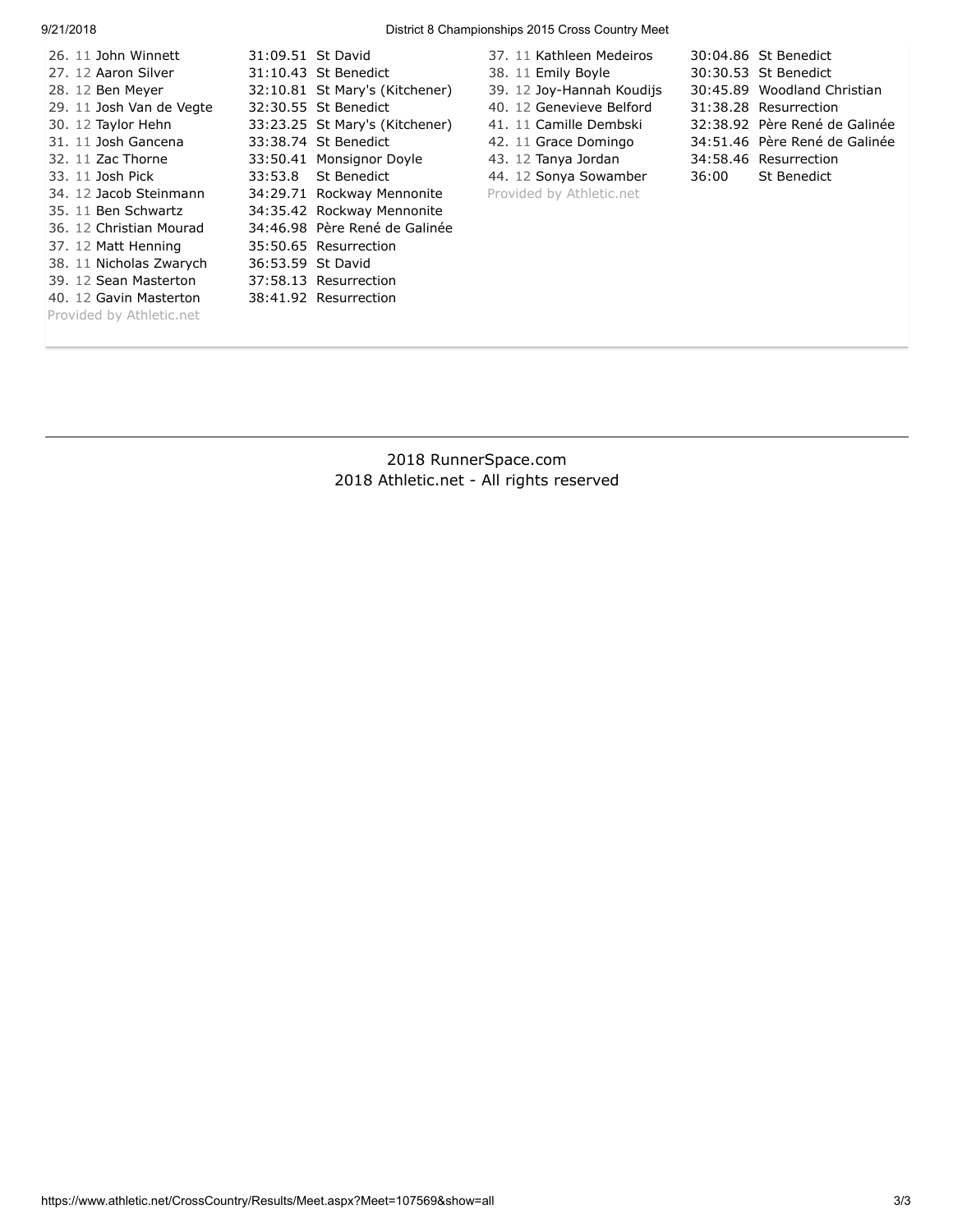| | | | | |
|---|---|---|---|---|
| 26. | 11 | John Winnett | 31:09.51 | St David |
| 27. | 12 | Aaron Silver | 31:10.43 | St Benedict |
| 28. | 12 | Ben Meyer | 32:10.81 | St Mary's (Kitchener) |
| 29. | 11 | Josh Van de Vegte | 32:30.55 | St Benedict |
| 30. | 12 | Taylor Hehn | 33:23.25 | St Mary's (Kitchener) |
| 31. | 11 | Josh Gancena | 33:38.74 | St Benedict |
| 32. | 11 | Zac Thorne | 33:50.41 | Monsignor Doyle |
| 33. | 11 | Josh Pick | 33:53.8 | St Benedict |
| 34. | 12 | Jacob Steinmann | 34:29.71 | Rockway Mennonite |
| 35. | 11 | Ben Schwartz | 34:35.42 | Rockway Mennonite |
| 36. | 12 | Christian Mourad | 34:46.98 | Père René de Galinée |
| 37. | 12 | Matt Henning | 35:50.65 | Resurrection |
| 38. | 11 | Nicholas Zwarych | 36:53.59 | St David |
| 39. | 12 | Sean Masterton | 37:58.13 | Resurrection |
| 40. | 12 | Gavin Masterton | 38:41.92 | Resurrection |

Provided by Athletic.net

| | | | | |
|---|---|---|---|---|
| 37. | 11 | Kathleen Medeiros | 30:04.86 | St Benedict |
| 38. | 11 | Emily Boyle | 30:30.53 | St Benedict |
| 39. | 12 | Joy-Hannah Koudijs | 30:45.89 | Woodland Christian |
| 40. | 12 | Genevieve Belford | 31:38.28 | Resurrection |
| 41. | 11 | Camille Dembski | 32:38.92 | Père René de Galinée |
| 42. | 11 | Grace Domingo | 34:51.46 | Père René de Galinée |
| 43. | 12 | Tanya Jordan | 34:58.46 | Resurrection |
| 44. | 12 | Sonya Sowamber | 36:00 | St Benedict |

Provided by Athletic.net

2018 RunnerSpace.com
2018 Athletic.net - All rights reserved